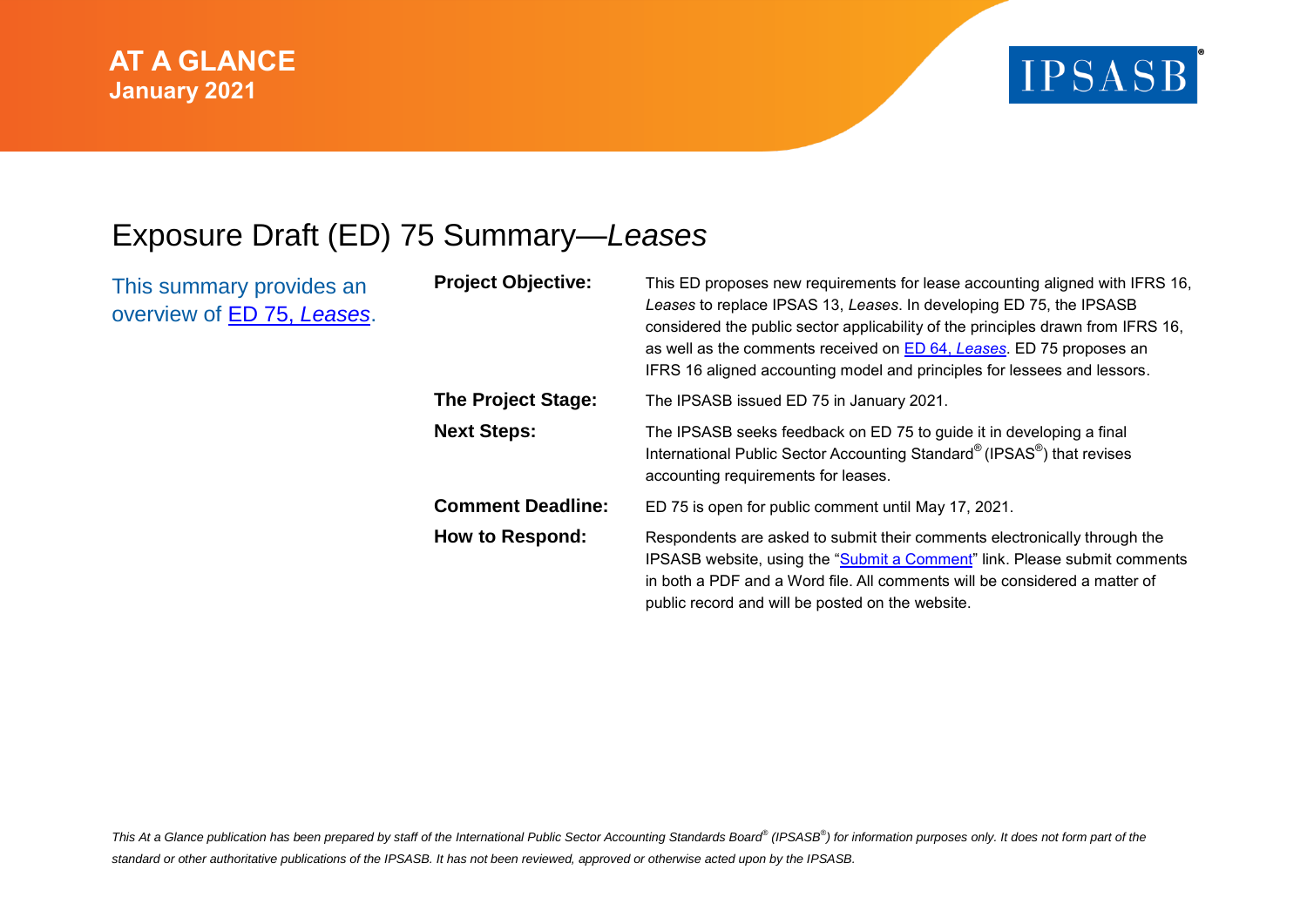**AT A GLANCE**
**January 2021**

IPSASB®

# Exposure Draft (ED) 75 Summary—*Leases*

This summary provides an overview of [ED 75, *Leases*].

| | |
|---|---|
| **Project Objective:** | This ED proposes new requirements for lease accounting aligned with IFRS 16, *Leases* to replace IPSAS 13, *Leases*. In developing ED 75, the IPSASB considered the public sector applicability of the principles drawn from IFRS 16, as well as the comments received on [ED 64, *Leases*]. ED 75 proposes an IFRS 16 aligned accounting model and principles for lessees and lessors. |
| **The Project Stage:** | The IPSASB issued ED 75 in January 2021. |
| **Next Steps:** | The IPSASB seeks feedback on ED 75 to guide it in developing a final International Public Sector Accounting Standard® (IPSAS®) that revises accounting requirements for leases. |
| **Comment Deadline:** | ED 75 is open for public comment until May 17, 2021. |
| **How to Respond:** | Respondents are asked to submit their comments electronically through the IPSASB website, using the "[Submit a Comment]" link. Please submit comments in both a PDF and a Word file. All comments will be considered a matter of public record and will be posted on the website. |

*This At a Glance publication has been prepared by staff of the International Public Sector Accounting Standards Board® (IPSASB®) for information purposes only. It does not form part of the standard or other authoritative publications of the IPSASB. It has not been reviewed, approved or otherwise acted upon by the IPSASB.*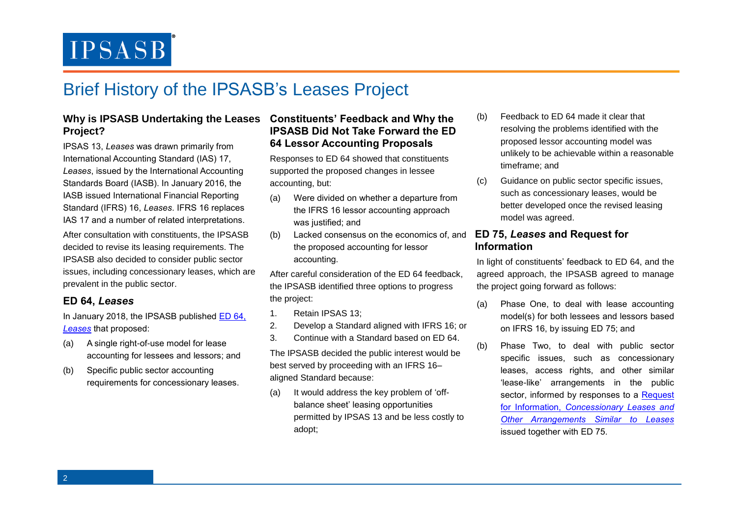# Brief History of the IPSASB's Leases Project

## Why is IPSASB Undertaking the Leases Project?

IPSAS 13, *Leases* was drawn primarily from International Accounting Standard (IAS) 17, *Leases*, issued by the International Accounting Standards Board (IASB). In January 2016, the IASB issued International Financial Reporting Standard (IFRS) 16, *Leases*. IFRS 16 replaces IAS 17 and a number of related interpretations.

After consultation with constituents, the IPSASB decided to revise its leasing requirements. The IPSASB also decided to consider public sector issues, including concessionary leases, which are prevalent in the public sector.

## ED 64, *Leases*

In January 2018, the IPSASB published [ED 64, *Leases*]() that proposed:

(a) A single right-of-use model for lease accounting for lessees and lessors; and

(b) Specific public sector accounting requirements for concessionary leases.

## Constituents' Feedback and Why the IPSASB Did Not Take Forward the ED 64 Lessor Accounting Proposals

Responses to ED 64 showed that constituents supported the proposed changes in lessee accounting, but:

(a) Were divided on whether a departure from the IFRS 16 lessor accounting approach was justified; and

(b) Lacked consensus on the economics of, and the proposed accounting for lessor accounting.

After careful consideration of the ED 64 feedback, the IPSASB identified three options to progress the project:

1. Retain IPSAS 13;
2. Develop a Standard aligned with IFRS 16; or
3. Continue with a Standard based on ED 64.

The IPSASB decided the public interest would be best served by proceeding with an IFRS 16–aligned Standard because:

(a) It would address the key problem of 'off-balance sheet' leasing opportunities permitted by IPSAS 13 and be less costly to adopt;

(b) Feedback to ED 64 made it clear that resolving the problems identified with the proposed lessor accounting model was unlikely to be achievable within a reasonable timeframe; and

(c) Guidance on public sector specific issues, such as concessionary leases, would be better developed once the revised leasing model was agreed.

## ED 75, *Leases* and Request for Information

In light of constituents' feedback to ED 64, and the agreed approach, the IPSASB agreed to manage the project going forward as follows:

(a) Phase One, to deal with lease accounting model(s) for both lessees and lessors based on IFRS 16, by issuing ED 75; and

(b) Phase Two, to deal with public sector specific issues, such as concessionary leases, access rights, and other similar 'lease-like' arrangements in the public sector, informed by responses to a [Request for Information, *Concessionary Leases and Other Arrangements Similar to Leases*]() issued together with ED 75.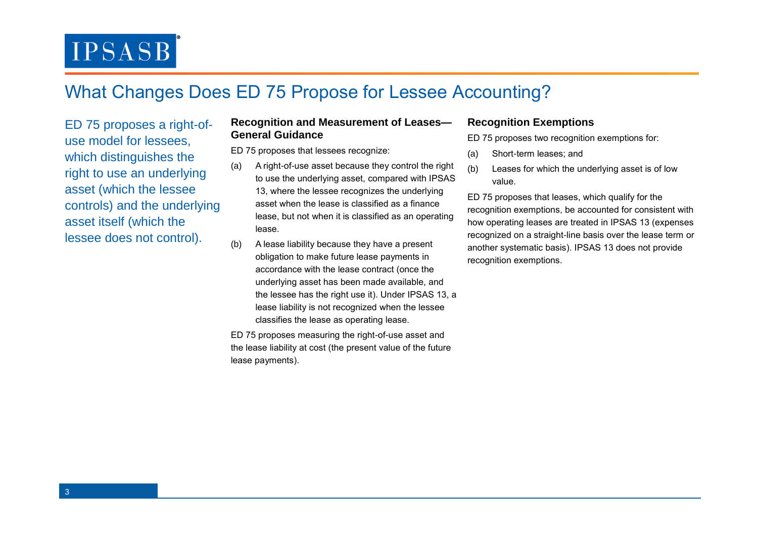# What Changes Does ED 75 Propose for Lessee Accounting?

ED 75 proposes a right-of-use model for lessees, which distinguishes the right to use an underlying asset (which the lessee controls) and the underlying asset itself (which the lessee does not control).

## Recognition and Measurement of Leases—General Guidance

ED 75 proposes that lessees recognize:

(a) A right-of-use asset because they control the right to use the underlying asset, compared with IPSAS 13, where the lessee recognizes the underlying asset when the lease is classified as a finance lease, but not when it is classified as an operating lease.

(b) A lease liability because they have a present obligation to make future lease payments in accordance with the lease contract (once the underlying asset has been made available, and the lessee has the right use it). Under IPSAS 13, a lease liability is not recognized when the lessee classifies the lease as operating lease.

ED 75 proposes measuring the right-of-use asset and the lease liability at cost (the present value of the future lease payments).

## Recognition Exemptions

ED 75 proposes two recognition exemptions for:

(a) Short-term leases; and

(b) Leases for which the underlying asset is of low value.

ED 75 proposes that leases, which qualify for the recognition exemptions, be accounted for consistent with how operating leases are treated in IPSAS 13 (expenses recognized on a straight-line basis over the lease term or another systematic basis). IPSAS 13 does not provide recognition exemptions.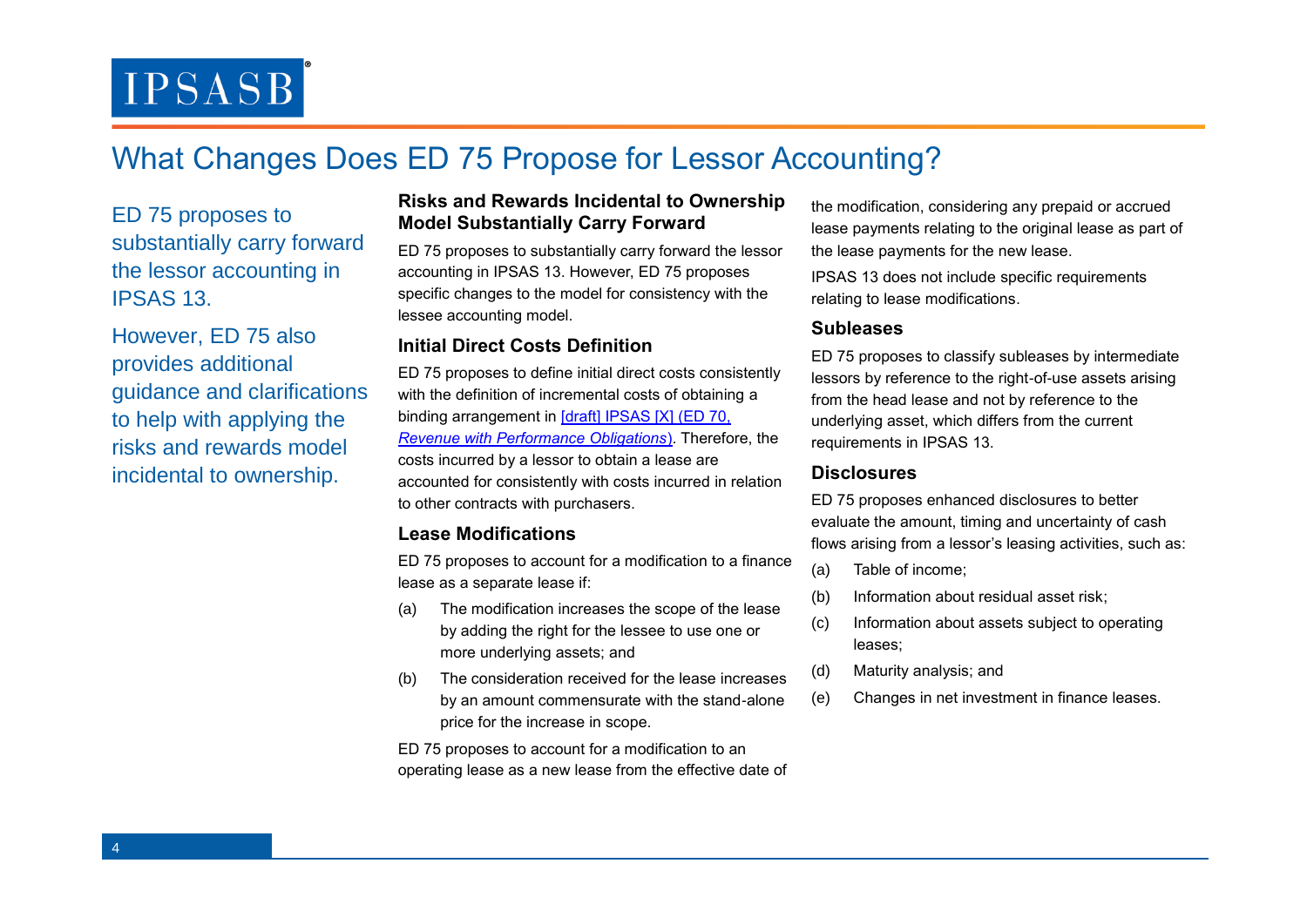# What Changes Does ED 75 Propose for Lessor Accounting?

ED 75 proposes to substantially carry forward the lessor accounting in IPSAS 13.

However, ED 75 also provides additional guidance and clarifications to help with applying the risks and rewards model incidental to ownership.

### Risks and Rewards Incidental to Ownership Model Substantially Carry Forward

ED 75 proposes to substantially carry forward the lessor accounting in IPSAS 13. However, ED 75 proposes specific changes to the model for consistency with the lessee accounting model.

### Initial Direct Costs Definition

ED 75 proposes to define initial direct costs consistently with the definition of incremental costs of obtaining a binding arrangement in [draft] IPSAS [X] (ED 70, *Revenue with Performance Obligations*). Therefore, the costs incurred by a lessor to obtain a lease are accounted for consistently with costs incurred in relation to other contracts with purchasers.

### Lease Modifications

ED 75 proposes to account for a modification to a finance lease as a separate lease if:

(a) The modification increases the scope of the lease by adding the right for the lessee to use one or more underlying assets; and

(b) The consideration received for the lease increases by an amount commensurate with the stand-alone price for the increase in scope.

ED 75 proposes to account for a modification to an operating lease as a new lease from the effective date of the modification, considering any prepaid or accrued lease payments relating to the original lease as part of the lease payments for the new lease.

IPSAS 13 does not include specific requirements relating to lease modifications.

### Subleases

ED 75 proposes to classify subleases by intermediate lessors by reference to the right-of-use assets arising from the head lease and not by reference to the underlying asset, which differs from the current requirements in IPSAS 13.

### Disclosures

ED 75 proposes enhanced disclosures to better evaluate the amount, timing and uncertainty of cash flows arising from a lessor's leasing activities, such as:

(a) Table of income;

(b) Information about residual asset risk;

(c) Information about assets subject to operating leases;

(d) Maturity analysis; and

(e) Changes in net investment in finance leases.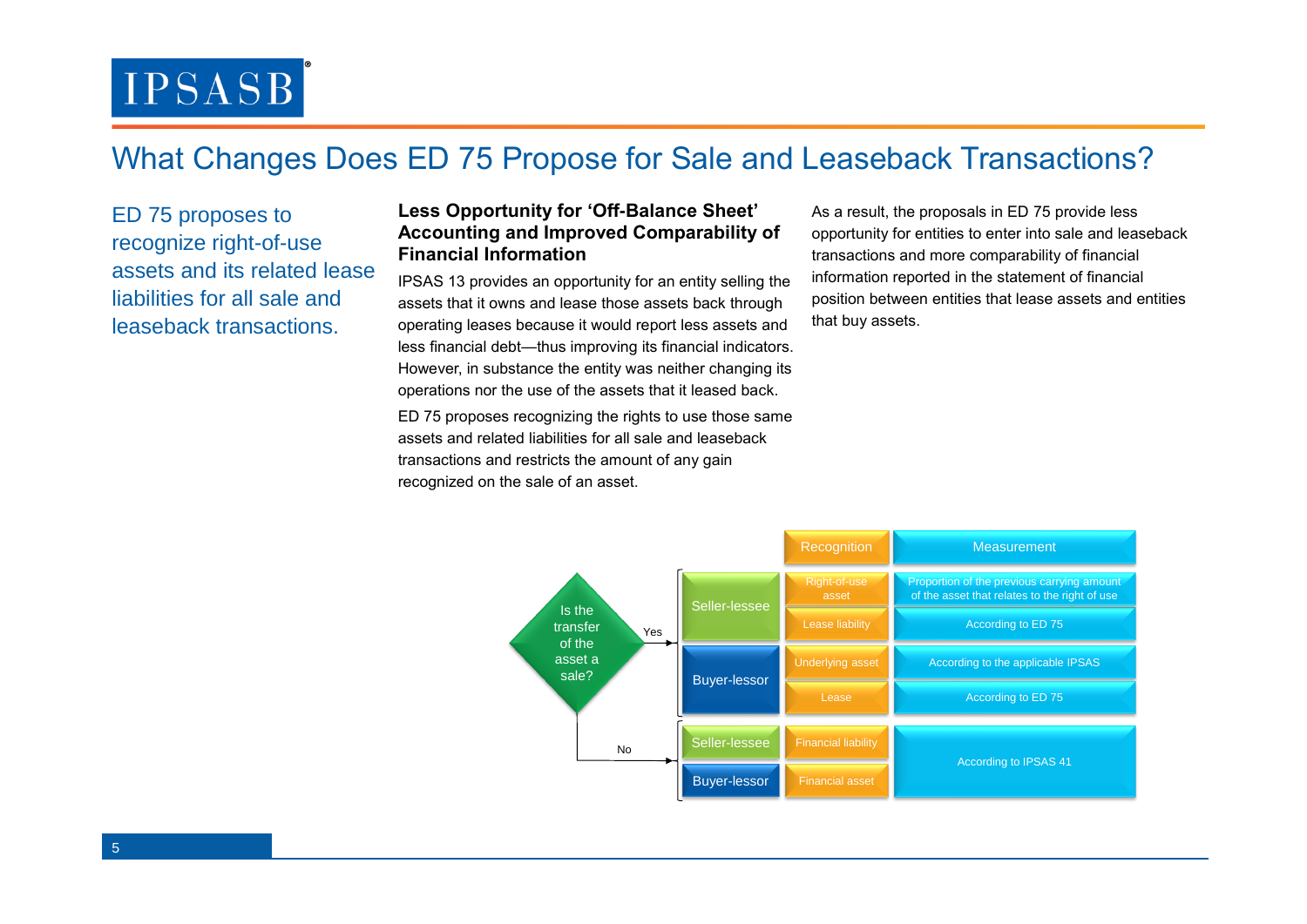# What Changes Does ED 75 Propose for Sale and Leaseback Transactions?

ED 75 proposes to recognize right-of-use assets and its related lease liabilities for all sale and leaseback transactions.

**Less Opportunity for 'Off-Balance Sheet' Accounting and Improved Comparability of Financial Information**

IPSAS 13 provides an opportunity for an entity selling the assets that it owns and lease those assets back through operating leases because it would report less assets and less financial debt—thus improving its financial indicators. However, in substance the entity was neither changing its operations nor the use of the assets that it leased back.

ED 75 proposes recognizing the rights to use those same assets and related liabilities for all sale and leaseback transactions and restricts the amount of any gain recognized on the sale of an asset.

As a result, the proposals in ED 75 provide less opportunity for entities to enter into sale and leaseback transactions and more comparability of financial information reported in the statement of financial position between entities that lease assets and entities that buy assets.

Is the transfer of the asset a sale?

| Is the transfer of the asset a sale? | Party | Recognition | Measurement |
|---|---|---|---|
| Yes | Seller-lessee | Right-of-use asset | Proportion of the previous carrying amount of the asset that relates to the right of use |
| | | Lease liability | According to ED 75 |
| | Buyer-lessor | Underlying asset | According to the applicable IPSAS |
| | | Lease | According to ED 75 |
| No | Seller-lessee | Financial liability | According to IPSAS 41 |
| | Buyer-lessor | Financial asset | According to IPSAS 41 |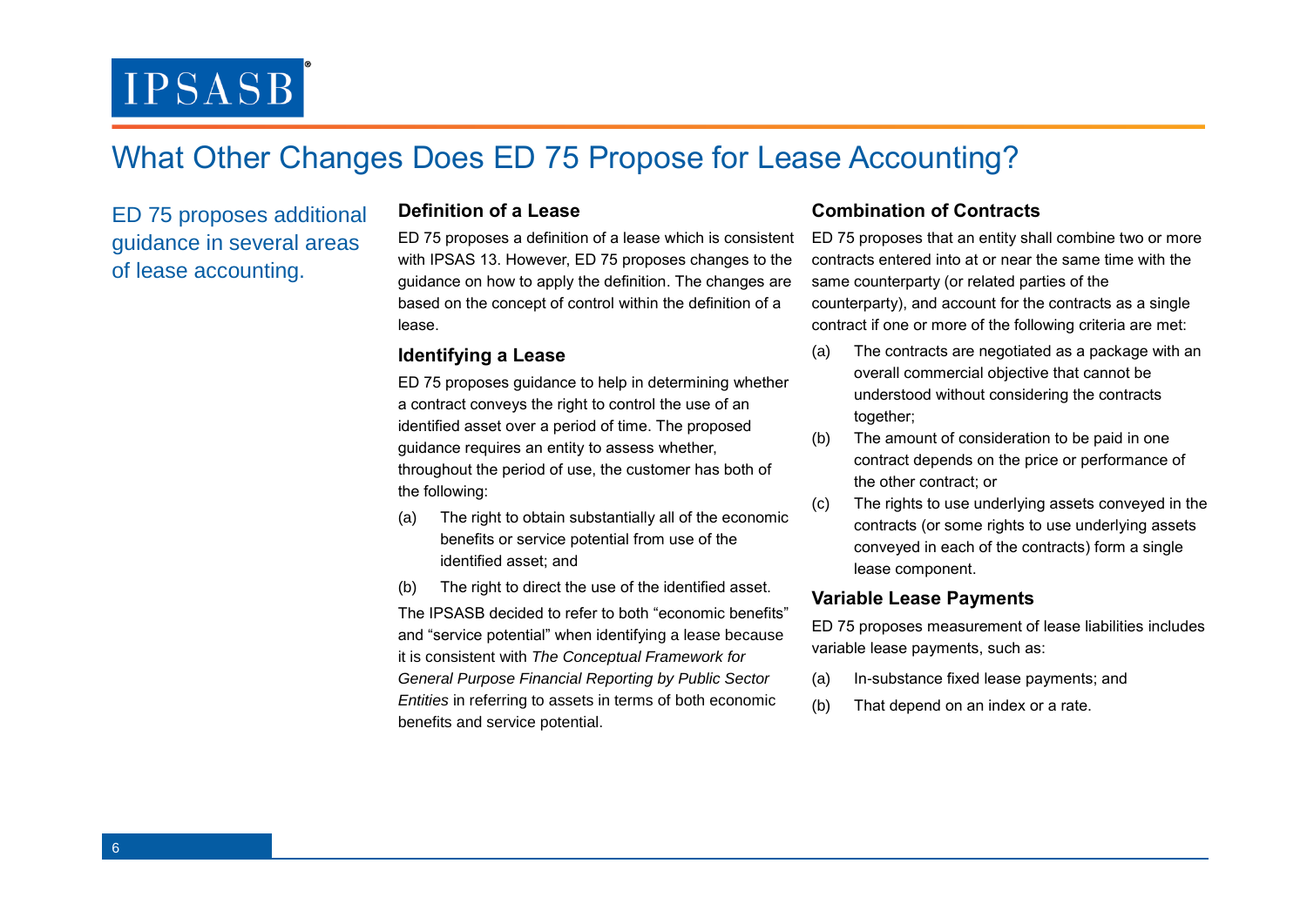# What Other Changes Does ED 75 Propose for Lease Accounting?

ED 75 proposes additional guidance in several areas of lease accounting.

### Definition of a Lease

ED 75 proposes a definition of a lease which is consistent with IPSAS 13. However, ED 75 proposes changes to the guidance on how to apply the definition. The changes are based on the concept of control within the definition of a lease.

### Identifying a Lease

ED 75 proposes guidance to help in determining whether a contract conveys the right to control the use of an identified asset over a period of time. The proposed guidance requires an entity to assess whether, throughout the period of use, the customer has both of the following:

(a) The right to obtain substantially all of the economic benefits or service potential from use of the identified asset; and

(b) The right to direct the use of the identified asset.

The IPSASB decided to refer to both "economic benefits" and "service potential" when identifying a lease because it is consistent with *The Conceptual Framework for General Purpose Financial Reporting by Public Sector Entities* in referring to assets in terms of both economic benefits and service potential.

### Combination of Contracts

ED 75 proposes that an entity shall combine two or more contracts entered into at or near the same time with the same counterparty (or related parties of the counterparty), and account for the contracts as a single contract if one or more of the following criteria are met:

(a) The contracts are negotiated as a package with an overall commercial objective that cannot be understood without considering the contracts together;

(b) The amount of consideration to be paid in one contract depends on the price or performance of the other contract; or

(c) The rights to use underlying assets conveyed in the contracts (or some rights to use underlying assets conveyed in each of the contracts) form a single lease component.

### Variable Lease Payments

ED 75 proposes measurement of lease liabilities includes variable lease payments, such as:

(a) In-substance fixed lease payments; and

(b) That depend on an index or a rate.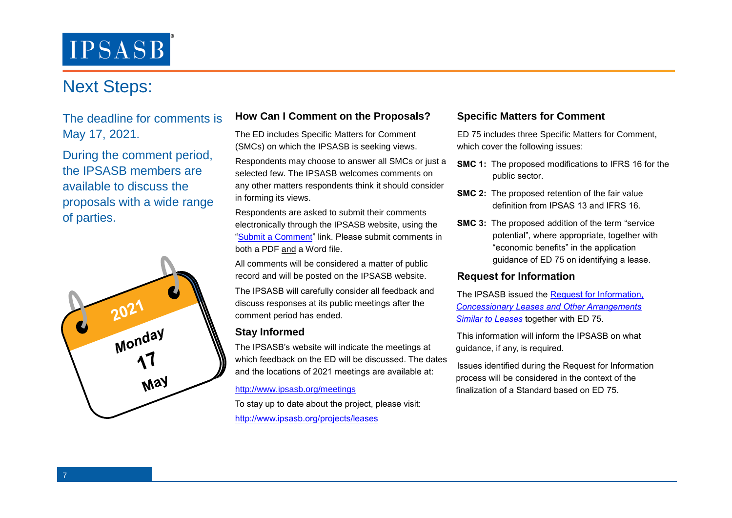# Next Steps:

The deadline for comments is May 17, 2021.

During the comment period, the IPSASB members are available to discuss the proposals with a wide range of parties.

2021
Monday
17
May

## How Can I Comment on the Proposals?

The ED includes Specific Matters for Comment (SMCs) on which the IPSASB is seeking views.

Respondents may choose to answer all SMCs or just a selected few. The IPSASB welcomes comments on any other matters respondents think it should consider in forming its views.

Respondents are asked to submit their comments electronically through the IPSASB website, using the "Submit a Comment" link. Please submit comments in both a PDF and a Word file.

All comments will be considered a matter of public record and will be posted on the IPSASB website.

The IPSASB will carefully consider all feedback and discuss responses at its public meetings after the comment period has ended.

## Stay Informed

The IPSASB's website will indicate the meetings at which feedback on the ED will be discussed. The dates and the locations of 2021 meetings are available at:

http://www.ipsasb.org/meetings

To stay up to date about the project, please visit:

http://www.ipsasb.org/projects/leases

## Specific Matters for Comment

ED 75 includes three Specific Matters for Comment, which cover the following issues:

**SMC 1:** The proposed modifications to IFRS 16 for the public sector.

**SMC 2:** The proposed retention of the fair value definition from IPSAS 13 and IFRS 16.

**SMC 3:** The proposed addition of the term "service potential", where appropriate, together with "economic benefits" in the application guidance of ED 75 on identifying a lease.

## Request for Information

The IPSASB issued the *Request for Information, Concessionary Leases and Other Arrangements Similar to Leases* together with ED 75.

This information will inform the IPSASB on what guidance, if any, is required.

Issues identified during the Request for Information process will be considered in the context of the finalization of a Standard based on ED 75.